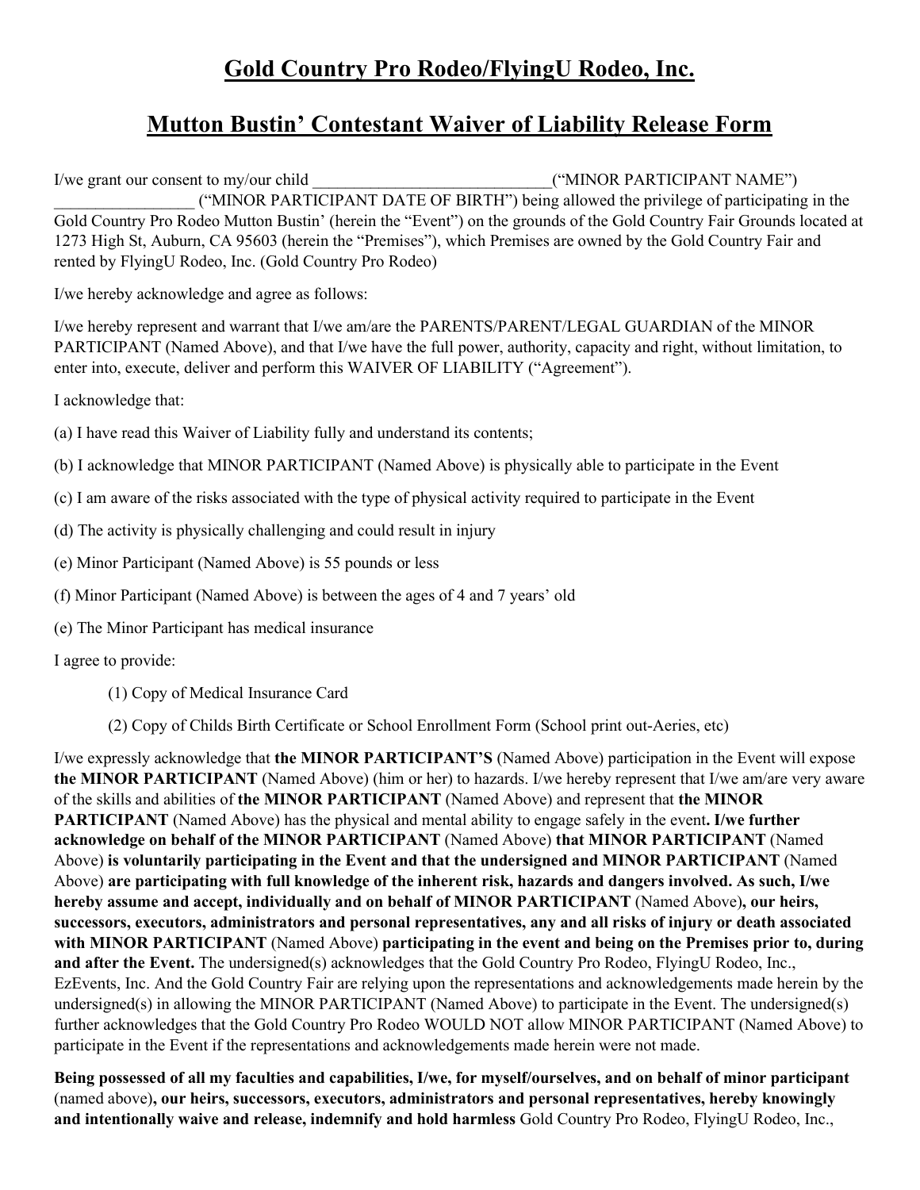# Gold Country Pro Rodeo/FlyingU Rodeo, Inc.

## Mutton Bustin' Contestant Waiver of Liability Release Form

I/we grant our consent to my/our child \_\_\_\_\_\_\_\_\_\_\_\_\_\_\_\_\_\_\_\_\_\_\_\_\_\_\_\_\_\_("MINOR PARTICIPANT NAME") \_\_\_\_\_\_\_\_\_\_\_\_\_\_\_\_\_ ("MINOR PARTICIPANT DATE OF BIRTH") being allowed the privilege of participating in the Gold Country Pro Rodeo Mutton Bustin' (herein the "Event") on the grounds of the Gold Country Fair Grounds located at 1273 High St, Auburn, CA 95603 (herein the "Premises"), which Premises are owned by the Gold Country Fair and rented by FlyingU Rodeo, Inc. (Gold Country Pro Rodeo)

I/we hereby acknowledge and agree as follows:

I/we hereby represent and warrant that I/we am/are the PARENTS/PARENT/LEGAL GUARDIAN of the MINOR PARTICIPANT (Named Above), and that I/we have the full power, authority, capacity and right, without limitation, to enter into, execute, deliver and perform this WAIVER OF LIABILITY ("Agreement").

I acknowledge that:

(a) I have read this Waiver of Liability fully and understand its contents;

(b) I acknowledge that MINOR PARTICIPANT (Named Above) is physically able to participate in the Event

(c) I am aware of the risks associated with the type of physical activity required to participate in the Event

(d) The activity is physically challenging and could result in injury

(e) Minor Participant (Named Above) is 55 pounds or less

(f) Minor Participant (Named Above) is between the ages of 4 and 7 years' old

(e) The Minor Participant has medical insurance

I agree to provide:

(1) Copy of Medical Insurance Card

(2) Copy of Childs Birth Certificate or School Enrollment Form (School print out-Aeries, etc)

I/we expressly acknowledge that **the MINOR PARTICIPANT'S** (Named Above) participation in the Event will expose **the MINOR PARTICIPANT** (Named Above) (him or her) to hazards. I/we hereby represent that I/we am/are very aware of the skills and abilities of **the MINOR PARTICIPANT** (Named Above) and represent that **the MINOR PARTICIPANT** (Named Above) has the physical and mental ability to engage safely in the event**. I/we further acknowledge on behalf of the MINOR PARTICIPANT** (Named Above) **that MINOR PARTICIPANT** (Named Above) **is voluntarily participating in the Event and that the undersigned and MINOR PARTICIPANT** (Named Above) **are participating with full knowledge of the inherent risk, hazards and dangers involved. As such, I/we hereby assume and accept, individually and on behalf of MINOR PARTICIPANT** (Named Above)**, our heirs, successors, executors, administrators and personal representatives, any and all risks of injury or death associated with MINOR PARTICIPANT** (Named Above) **participating in the event and being on the Premises prior to, during and after the Event.** The undersigned(s) acknowledges that the Gold Country Pro Rodeo, FlyingU Rodeo, Inc., EzEvents, Inc. And the Gold Country Fair are relying upon the representations and acknowledgements made herein by the undersigned(s) in allowing the MINOR PARTICIPANT (Named Above) to participate in the Event. The undersigned(s) further acknowledges that the Gold Country Pro Rodeo WOULD NOT allow MINOR PARTICIPANT (Named Above) to participate in the Event if the representations and acknowledgements made herein were not made.

**Being possessed of all my faculties and capabilities, I/we, for myself/ourselves, and on behalf of minor participant** (named above)**, our heirs, successors, executors, administrators and personal representatives, hereby knowingly and intentionally waive and release, indemnify and hold harmless** Gold Country Pro Rodeo, FlyingU Rodeo, Inc.,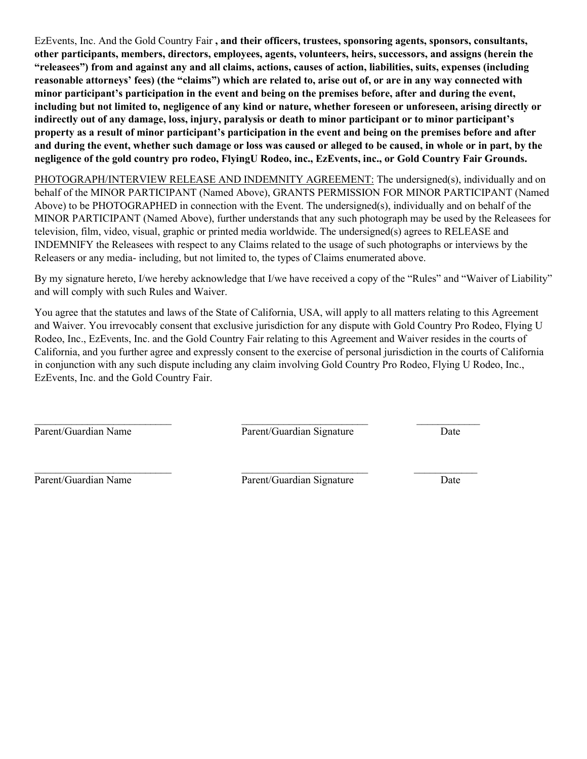EzEvents, Inc. And the Gold Country Fair **, and their officers, trustees, sponsoring agents, sponsors, consultants, other participants, members, directors, employees, agents, volunteers, heirs, successors, and assigns (herein the "releasees") from and against any and all claims, actions, causes of action, liabilities, suits, expenses (including reasonable attorneys' fees) (the "claims") which are related to, arise out of, or are in any way connected with minor participant's participation in the event and being on the premises before, after and during the event, including but not limited to, negligence of any kind or nature, whether foreseen or unforeseen, arising directly or indirectly out of any damage, loss, injury, paralysis or death to minor participant or to minor participant's property as a result of minor participant's participation in the event and being on the premises before and after and during the event, whether such damage or loss was caused or alleged to be caused, in whole or in part, by the negligence of the gold country pro rodeo, FlyingU Rodeo, inc., EzEvents, inc., or Gold Country Fair Grounds.**

<u>PHOTOGRAPH/INTERVIEW RELEASE AND INDEMNITY AGREEMENT:</u> The undersigned(s), individually and on behalf of the MINOR PARTICIPANT (Named Above), GRANTS PERMISSION FOR MINOR PARTICIPANT (Named Above) to be PHOTOGRAPHED in connection with the Event. The undersigned(s), individually and on behalf of the MINOR PARTICIPANT (Named Above), further understands that any such photograph may be used by the Releasees for television, film, video, visual, graphic or printed media worldwide. The undersigned(s) agrees to RELEASE and INDEMNIFY the Releasees with respect to any Claims related to the usage of such photographs or interviews by the Releasers or any media- including, but not limited to, the types of Claims enumerated above.

By my signature hereto, I/we hereby acknowledge that I/we have received a copy of the "Rules" and "Waiver of Liability" and will comply with such Rules and Waiver.

You agree that the statutes and laws of the State of California, USA, will apply to all matters relating to this Agreement and Waiver. You irrevocably consent that exclusive jurisdiction for any dispute with Gold Country Pro Rodeo, Flying U Rodeo, Inc., EzEvents, Inc. and the Gold Country Fair relating to this Agreement and Waiver resides in the courts of California, and you further agree and expressly consent to the exercise of personal jurisdiction in the courts of California in conjunction with any such dispute including any claim involving Gold Country Pro Rodeo, Flying U Rodeo, Inc., EzEvents, Inc. and the Gold Country Fair.

___________________________ &nbsp;&nbsp;&nbsp;&nbsp; _________________________ &nbsp;&nbsp;&nbsp;&nbsp; ____________

Parent/Guardian Name &nbsp;&nbsp;&nbsp;&nbsp; Parent/Guardian Signature &nbsp;&nbsp;&nbsp;&nbsp; Date

___________________________ &nbsp;&nbsp;&nbsp;&nbsp; _________________________ &nbsp;&nbsp;&nbsp;&nbsp; ____________

Parent/Guardian Name &nbsp;&nbsp;&nbsp;&nbsp; Parent/Guardian Signature &nbsp;&nbsp;&nbsp;&nbsp; Date